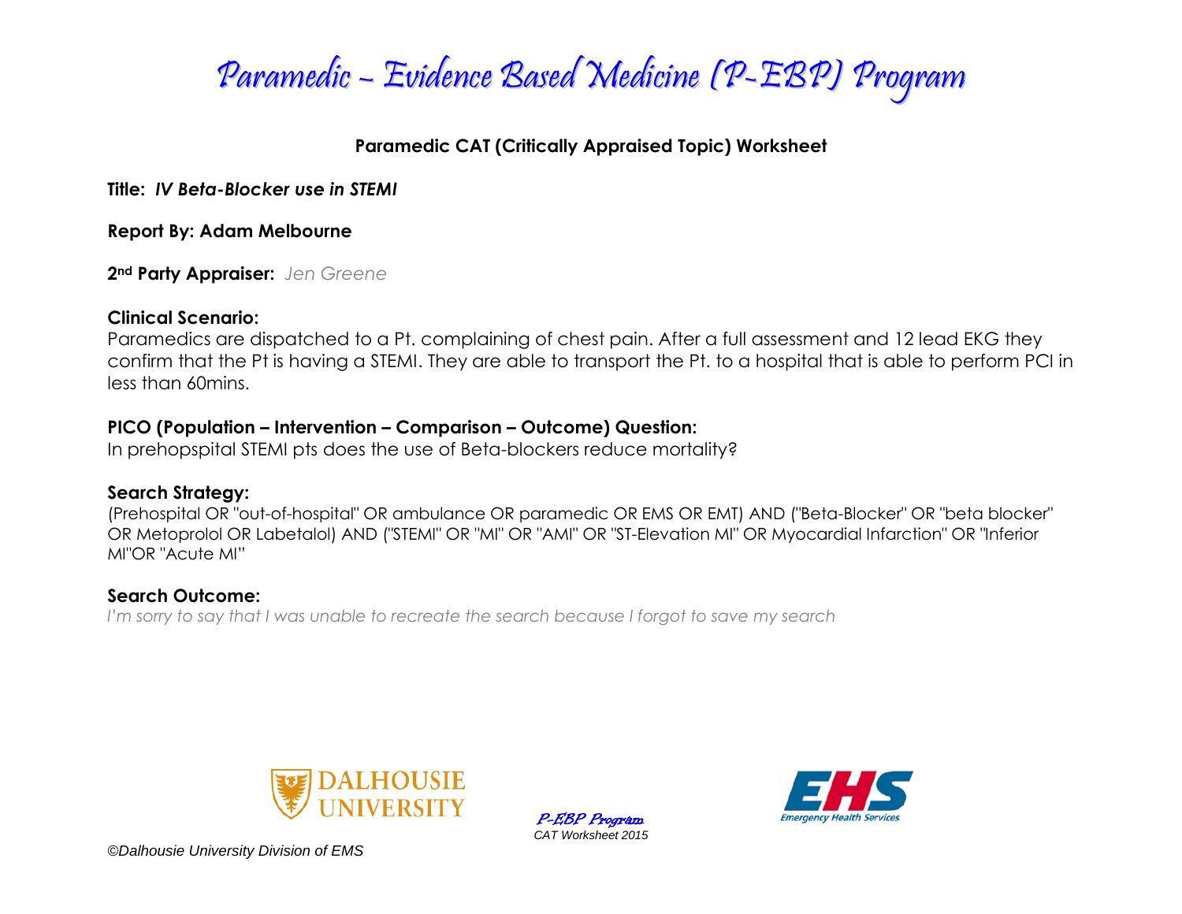# Paramedic – Evidence Based Medicine (P-EBP) Program

**Paramedic CAT (Critically Appraised Topic) Worksheet**

**Title:** ***IV Beta-Blocker use in STEMI***

**Report By: Adam Melbourne**

**2nd Party Appraiser:** *Jen Greene*

**Clinical Scenario:**
Paramedics are dispatched to a Pt. complaining of chest pain. After a full assessment and 12 lead EKG they confirm that the Pt is having a STEMI. They are able to transport the Pt. to a hospital that is able to perform PCI in less than 60mins.

**PICO (Population – Intervention – Comparison – Outcome) Question:**
In prehopspital STEMI pts does the use of Beta-blockers reduce mortality?

**Search Strategy:**
(Prehospital OR "out-of-hospital" OR ambulance OR paramedic OR EMS OR EMT) AND ("Beta-Blocker" OR "beta blocker" OR Metoprolol OR Labetalol) AND ("STEMI" OR "MI" OR "AMI" OR "ST-Elevation MI" OR Myocardial Infarction" OR "Inferior MI"OR "Acute MI"

**Search Outcome:**
*I'm sorry to say that I was unable to recreate the search because I forgot to save my search*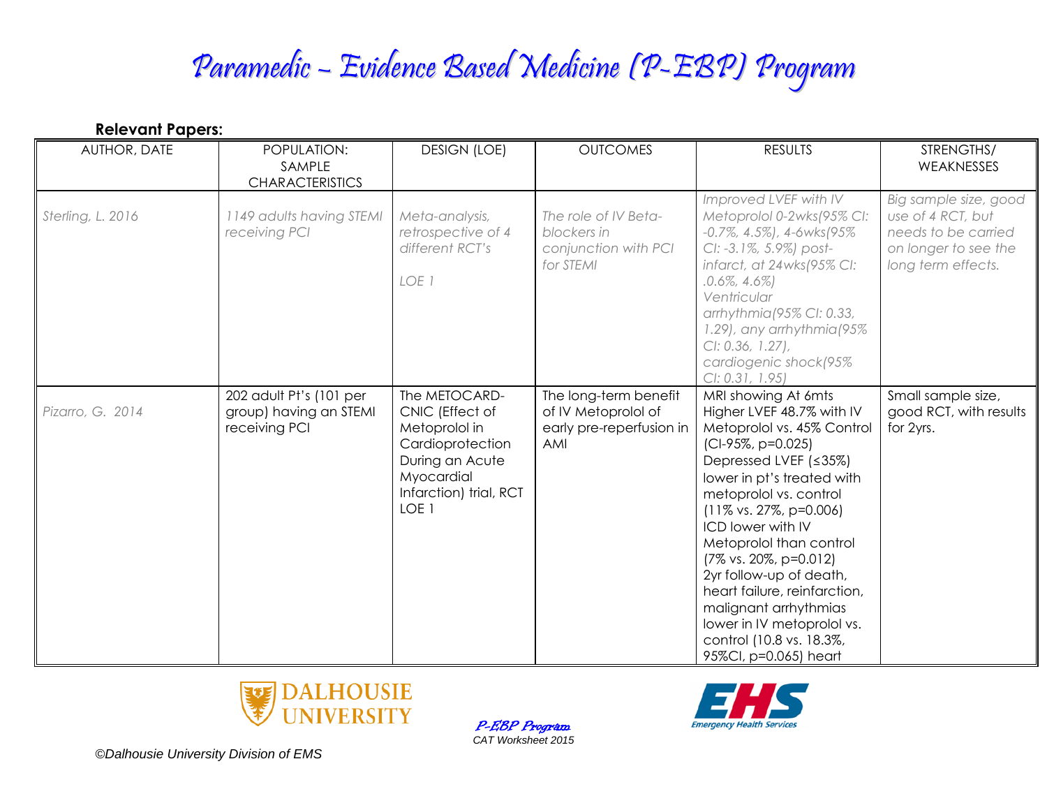# Paramedic – Evidence Based Medicine (P-EBP) Program

**Relevant Papers:**

| AUTHOR, DATE | POPULATION: SAMPLE CHARACTERISTICS | DESIGN (LOE) | OUTCOMES | RESULTS | STRENGTHS/ WEAKNESSES |
|---|---|---|---|---|---|
| *Sterling, L. 2016* | *1149 adults having STEMI receiving PCI* | *Meta-analysis, retrospective of 4 different RCT's*<br><br>*LOE 1* | *The role of IV Beta-blockers in conjunction with PCI for STEMI* | *Improved LVEF with IV Metoprolol 0-2wks(95% CI: -0.7%, 4.5%), 4-6wks(95% CI: -3.1%, 5.9%) post-infarct, at 24wks(95% CI: .0.6%, 4.6%) Ventricular arrhythmia(95% CI: 0.33, 1.29), any arrhythmia(95% CI: 0.36, 1.27), cardiogenic shock(95% CI: 0.31, 1.95)* | *Big sample size, good use of 4 RCT, but needs to be carried on longer to see the long term effects.* |
| *Pizarro, G. 2014* | 202 adult Pt's (101 per group) having an STEMI receiving PCI | The METOCARD-CNIC (Effect of Metoprolol in Cardioprotection During an Acute Myocardial Infarction) trial, RCT LOE 1 | The long-term benefit of IV Metoprolol of early pre-reperfusion in AMI | MRI showing At 6mts Higher LVEF 48.7% with IV Metoprolol vs. 45% Control (CI-95%, p=0.025) Depressed LVEF (≤35%) lower in pt's treated with metoprolol vs. control (11% vs. 27%, p=0.006) ICD lower with IV Metoprolol than control (7% vs. 20%, p=0.012) 2yr follow-up of death, heart failure, reinfarction, malignant arrhythmias lower in IV metoprolol vs. control (10.8 vs. 18.3%, 95%CI, p=0.065) heart | Small sample size, good RCT, with results for 2yrs. |

P-EBP Program
CAT Worksheet 2015

©Dalhousie University Division of EMS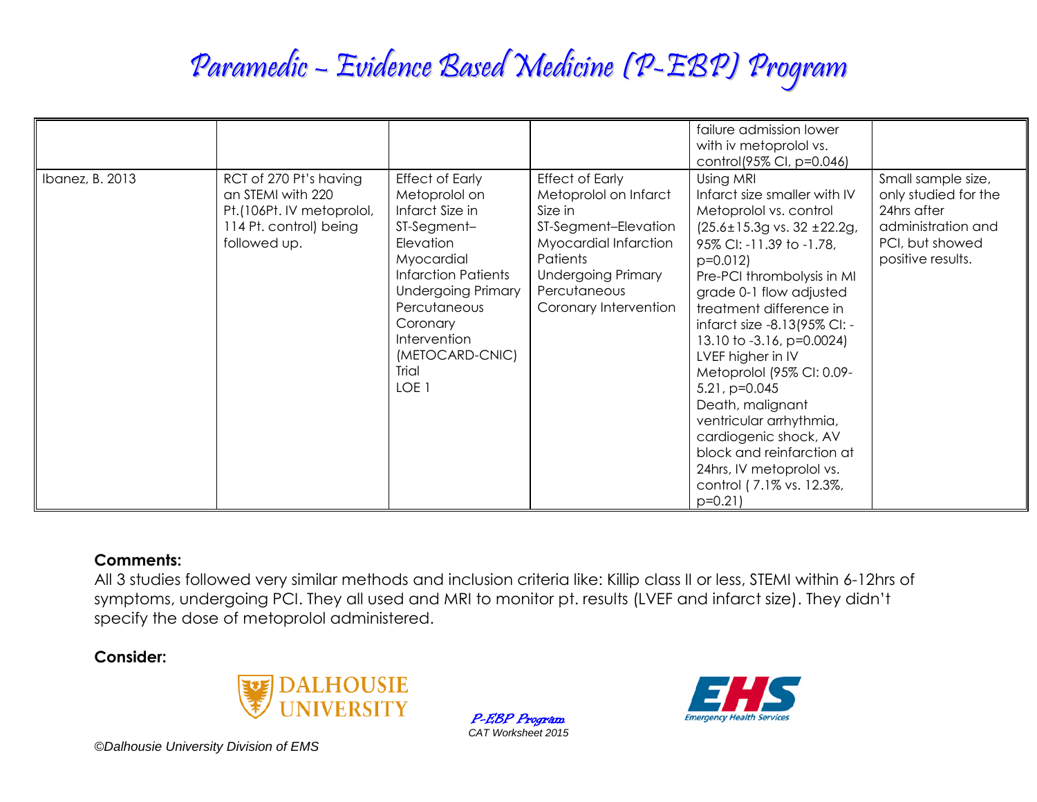| | | | | | |
|---|---|---|---|---|---|
| | | | | failure admission lower with iv metoprolol vs. control(95% CI, p=0.046) | |
| Ibanez, B. 2013 | RCT of 270 Pt's having an STEMI with 220 Pt.(106Pt. IV metoprolol, 114 Pt. control) being followed up. | Effect of Early Metoprolol on Infarct Size in ST-Segment–Elevation Myocardial Infarction Patients Undergoing Primary Percutaneous Coronary Intervention (METOCARD-CNIC) Trial LOE 1 | Effect of Early Metoprolol on Infarct Size in ST-Segment–Elevation Myocardial Infarction Patients Undergoing Primary Percutaneous Coronary Intervention | Using MRI Infarct size smaller with IV Metoprolol vs. control (25.6±15.3g vs. 32 ±22.2g, 95% CI: -11.39 to -1.78, p=0.012) Pre-PCI thrombolysis in MI grade 0-1 flow adjusted treatment difference in infarct size -8.13(95% CI: -13.10 to -3.16, p=0.0024) LVEF higher in IV Metoprolol (95% CI: 0.09-5.21, p=0.045 Death, malignant ventricular arrhythmia, cardiogenic shock, AV block and reinfarction at 24hrs, IV metoprolol vs. control ( 7.1% vs. 12.3%, p=0.21) | Small sample size, only studied for the 24hrs after administration and PCI, but showed positive results. |

**Comments:**
All 3 studies followed very similar methods and inclusion criteria like: Killip class II or less, STEMI within 6-12hrs of symptoms, undergoing PCI. They all used and MRI to monitor pt. results (LVEF and infarct size). They didn't specify the dose of metoprolol administered.

**Consider:**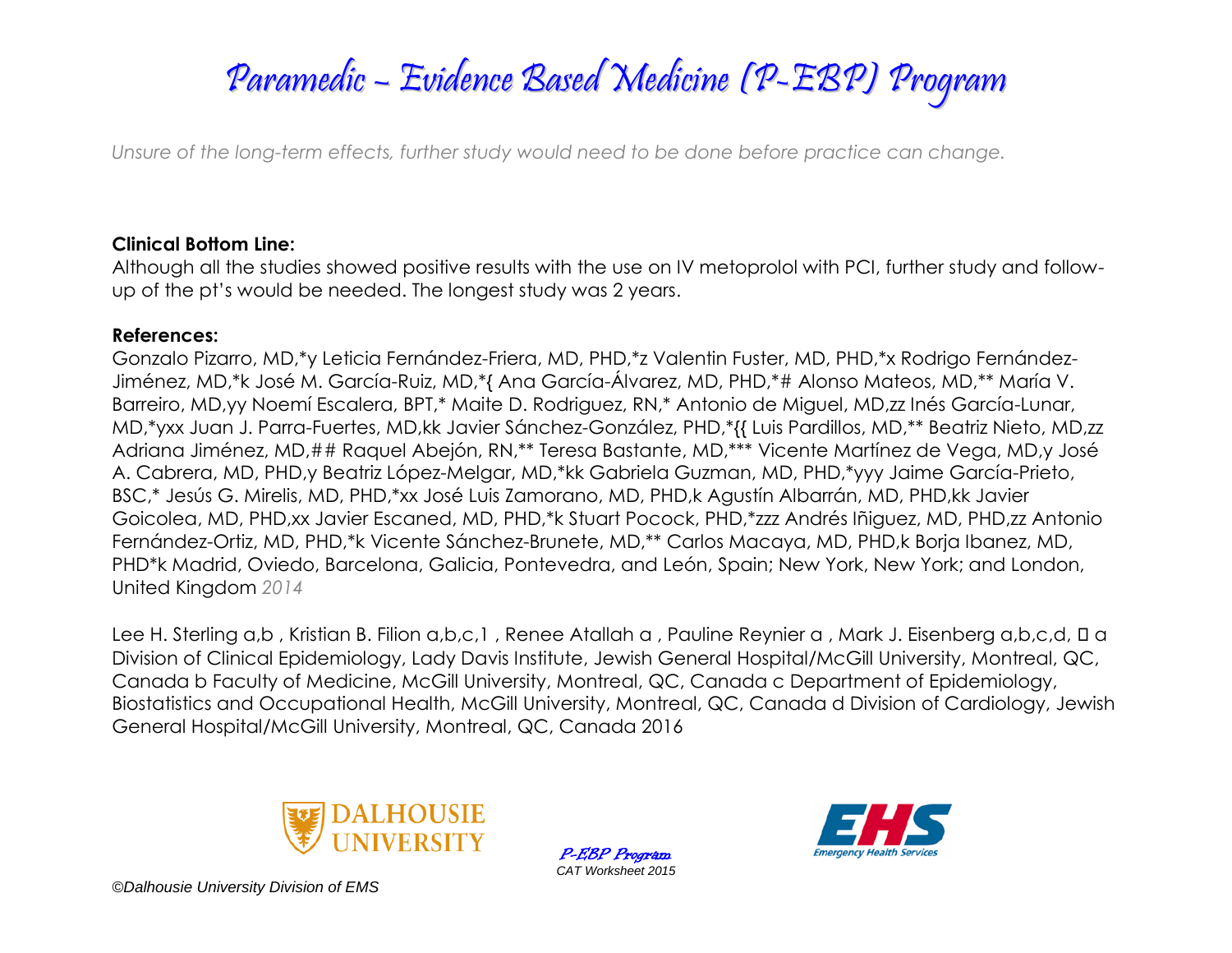Unsure of the long-term effects, further study would need to be done before practice can change.

**Clinical Bottom Line:**

Although all the studies showed positive results with the use on IV metoprolol with PCI, further study and follow-up of the pt's would be needed. The longest study was 2 years.

**References:**

Gonzalo Pizarro, MD,*y Leticia Fernández-Friera, MD, PHD,*z Valentin Fuster, MD, PHD,*x Rodrigo Fernández-Jiménez, MD,*k José M. García-Ruiz, MD,*{ Ana García-Álvarez, MD, PHD,*# Alonso Mateos, MD,** María V. Barreiro, MD,yy Noemí Escalera, BPT,* Maite D. Rodriguez, RN,* Antonio de Miguel, MD,zz Inés García-Lunar, MD,*yxx Juan J. Parra-Fuertes, MD,kk Javier Sánchez-González, PHD,*{{ Luis Pardillos, MD,** Beatriz Nieto, MD,zz Adriana Jiménez, MD,## Raquel Abejón, RN,** Teresa Bastante, MD,*** Vicente Martínez de Vega, MD,y José A. Cabrera, MD, PHD,y Beatriz López-Melgar, MD,*kk Gabriela Guzman, MD, PHD,*yyy Jaime García-Prieto, BSC,* Jesús G. Mirelis, MD, PHD,*xx José Luis Zamorano, MD, PHD,k Agustín Albarrán, MD, PHD,kk Javier Goicolea, MD, PHD,xx Javier Escaned, MD, PHD,*k Stuart Pocock, PHD,*zzz Andrés Iñiguez, MD, PHD,zz Antonio Fernández-Ortiz, MD, PHD,*k Vicente Sánchez-Brunete, MD,** Carlos Macaya, MD, PHD,k Borja Ibanez, MD, PHD*k Madrid, Oviedo, Barcelona, Galicia, Pontevedra, and León, Spain; New York, New York; and London, United Kingdom *2014*

Lee H. Sterling a,b , Kristian B. Filion a,b,c,1 , Renee Atallah a , Pauline Reynier a , Mark J. Eisenberg a,b,c,d, ⁎ a Division of Clinical Epidemiology, Lady Davis Institute, Jewish General Hospital/McGill University, Montreal, QC, Canada b Faculty of Medicine, McGill University, Montreal, QC, Canada c Department of Epidemiology, Biostatistics and Occupational Health, McGill University, Montreal, QC, Canada d Division of Cardiology, Jewish General Hospital/McGill University, Montreal, QC, Canada 2016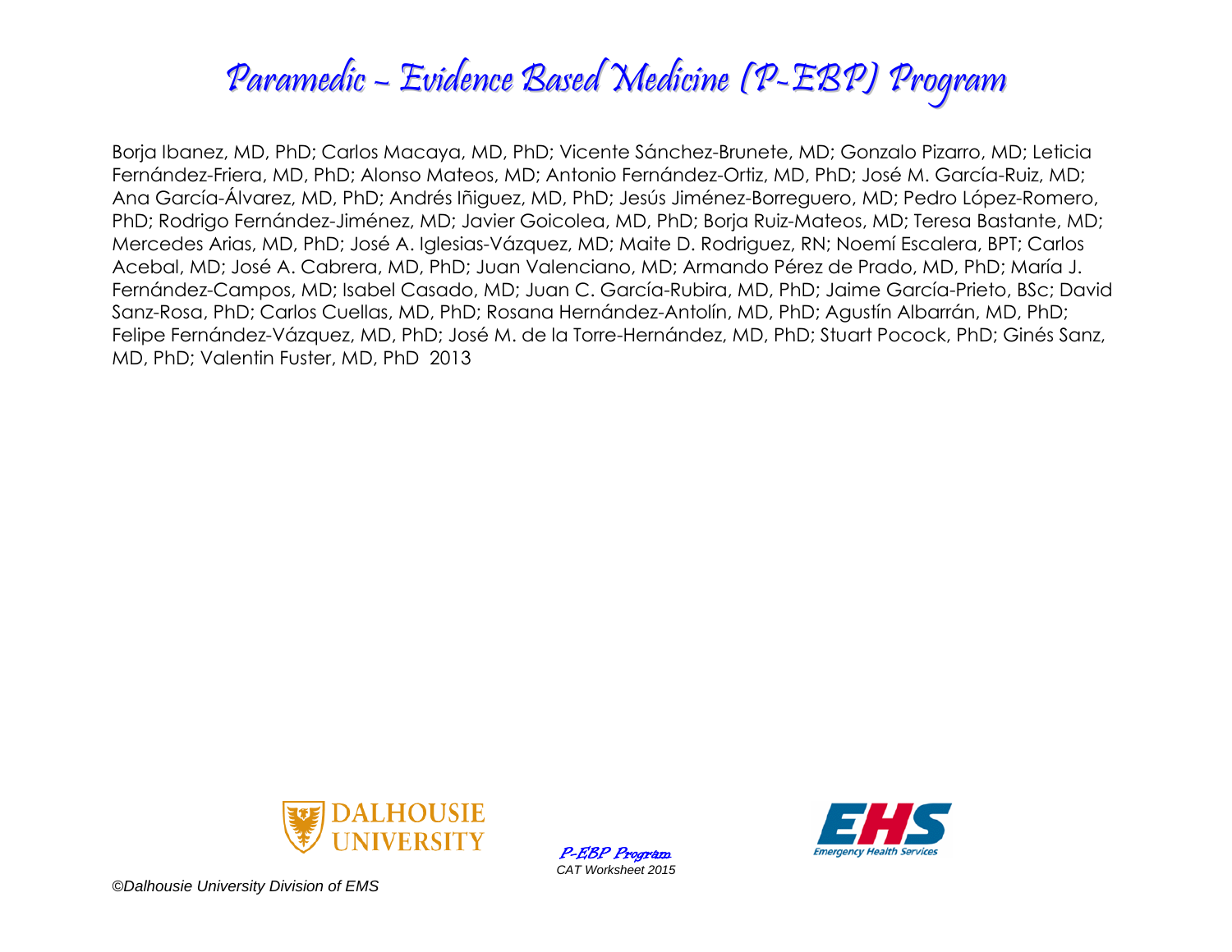Borja Ibanez, MD, PhD; Carlos Macaya, MD, PhD; Vicente Sánchez-Brunete, MD; Gonzalo Pizarro, MD; Leticia Fernández-Friera, MD, PhD; Alonso Mateos, MD; Antonio Fernández-Ortiz, MD, PhD; José M. García-Ruiz, MD; Ana García-Álvarez, MD, PhD; Andrés Iñiguez, MD, PhD; Jesús Jiménez-Borreguero, MD; Pedro López-Romero, PhD; Rodrigo Fernández-Jiménez, MD; Javier Goicolea, MD, PhD; Borja Ruiz-Mateos, MD; Teresa Bastante, MD; Mercedes Arias, MD, PhD; José A. Iglesias-Vázquez, MD; Maite D. Rodriguez, RN; Noemí Escalera, BPT; Carlos Acebal, MD; José A. Cabrera, MD, PhD; Juan Valenciano, MD; Armando Pérez de Prado, MD, PhD; María J. Fernández-Campos, MD; Isabel Casado, MD; Juan C. García-Rubira, MD, PhD; Jaime García-Prieto, BSc; David Sanz-Rosa, PhD; Carlos Cuellas, MD, PhD; Rosana Hernández-Antolín, MD, PhD; Agustín Albarrán, MD, PhD; Felipe Fernández-Vázquez, MD, PhD; José M. de la Torre-Hernández, MD, PhD; Stuart Pocock, PhD; Ginés Sanz, MD, PhD; Valentin Fuster, MD, PhD 2013